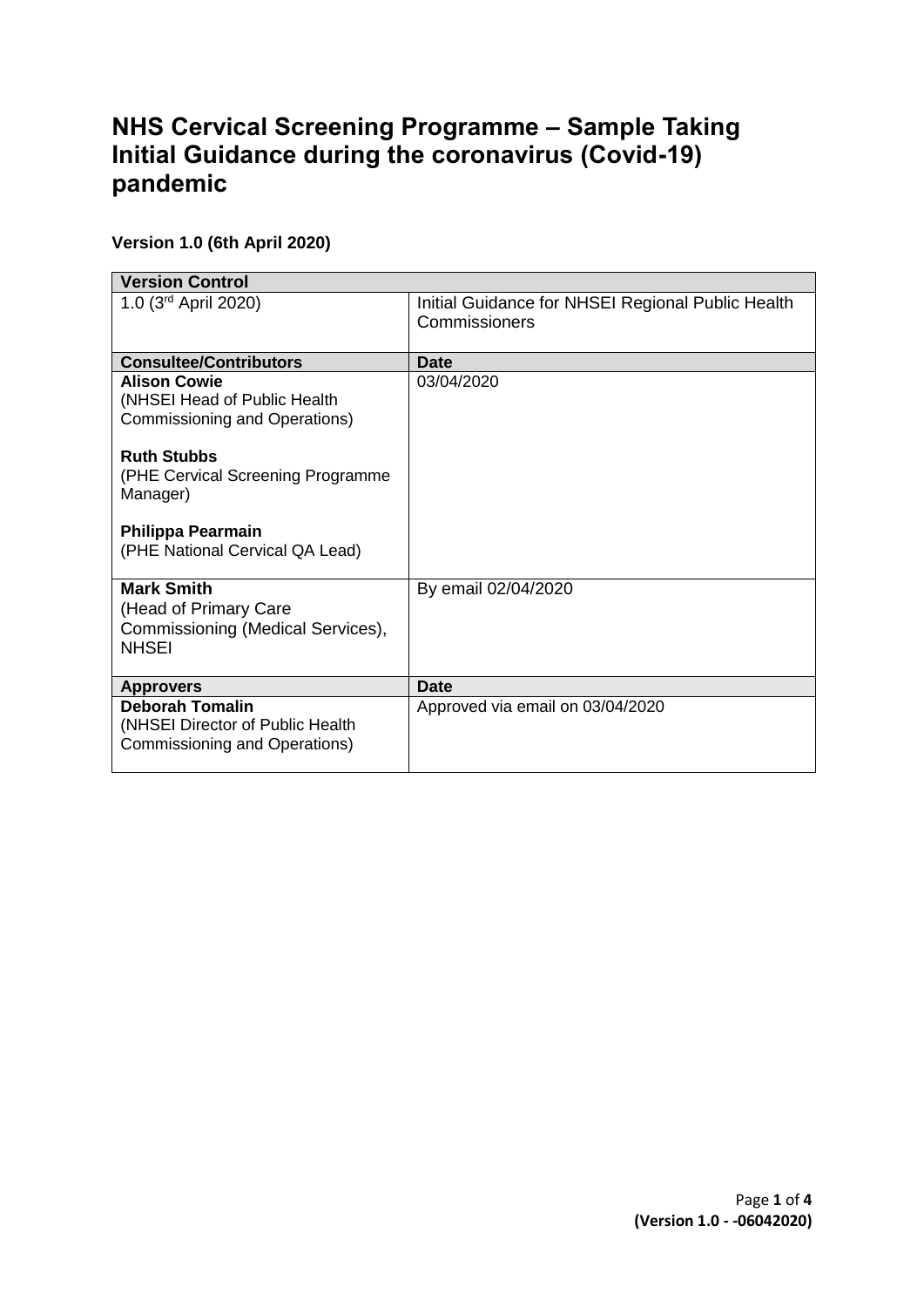# NHS Cervical Screening Programme – Sample Taking Initial Guidance during the coronavirus (Covid-19) pandemic

**Version 1.0 (6th April 2020)**

| **Version Control** | |
|---|---|
| 1.0 (3rd April 2020) | Initial Guidance for NHSEI Regional Public Health Commissioners |
| **Consultee/Contributors** | **Date** |
| **Alison Cowie** (NHSEI Head of Public Health Commissioning and Operations)<br><br>**Ruth Stubbs** (PHE Cervical Screening Programme Manager)<br><br>**Philippa Pearmain** (PHE National Cervical QA Lead) | 03/04/2020 |
| **Mark Smith** (Head of Primary Care Commissioning (Medical Services), NHSEI | By email 02/04/2020 |
| **Approvers** | **Date** |
| **Deborah Tomalin** (NHSEI Director of Public Health Commissioning and Operations) | Approved via email on 03/04/2020 |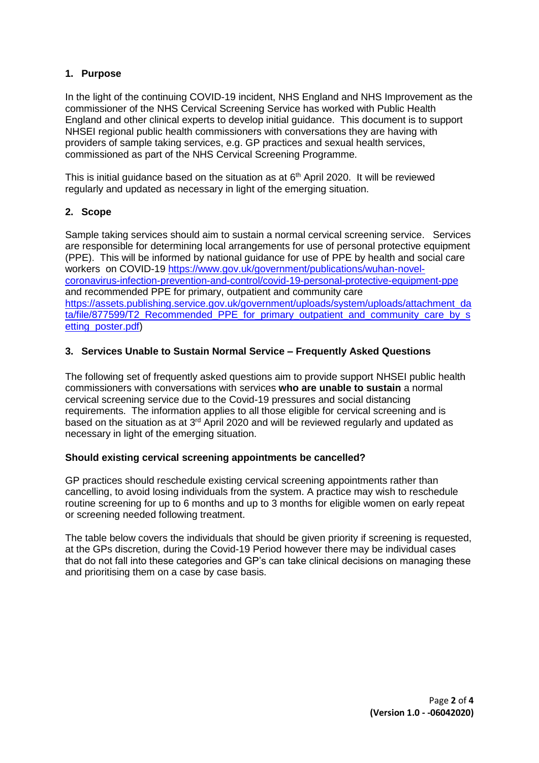## 1. Purpose

In the light of the continuing COVID-19 incident, NHS England and NHS Improvement as the commissioner of the NHS Cervical Screening Service has worked with Public Health England and other clinical experts to develop initial guidance. This document is to support NHSEI regional public health commissioners with conversations they are having with providers of sample taking services, e.g. GP practices and sexual health services, commissioned as part of the NHS Cervical Screening Programme.

This is initial guidance based on the situation as at 6th April 2020. It will be reviewed regularly and updated as necessary in light of the emerging situation.

## 2. Scope

Sample taking services should aim to sustain a normal cervical screening service. Services are responsible for determining local arrangements for use of personal protective equipment (PPE). This will be informed by national guidance for use of PPE by health and social care workers on COVID-19 https://www.gov.uk/government/publications/wuhan-novel-coronavirus-infection-prevention-and-control/covid-19-personal-protective-equipment-ppe and recommended PPE for primary, outpatient and community care https://assets.publishing.service.gov.uk/government/uploads/system/uploads/attachment_data/file/877599/T2_Recommended_PPE_for_primary_outpatient_and_community_care_by_setting_poster.pdf)

## 3. Services Unable to Sustain Normal Service – Frequently Asked Questions

The following set of frequently asked questions aim to provide support NHSEI public health commissioners with conversations with services **who are unable to sustain** a normal cervical screening service due to the Covid-19 pressures and social distancing requirements. The information applies to all those eligible for cervical screening and is based on the situation as at 3rd April 2020 and will be reviewed regularly and updated as necessary in light of the emerging situation.

**Should existing cervical screening appointments be cancelled?**

GP practices should reschedule existing cervical screening appointments rather than cancelling, to avoid losing individuals from the system. A practice may wish to reschedule routine screening for up to 6 months and up to 3 months for eligible women on early repeat or screening needed following treatment.

The table below covers the individuals that should be given priority if screening is requested, at the GPs discretion, during the Covid-19 Period however there may be individual cases that do not fall into these categories and GP's can take clinical decisions on managing these and prioritising them on a case by case basis.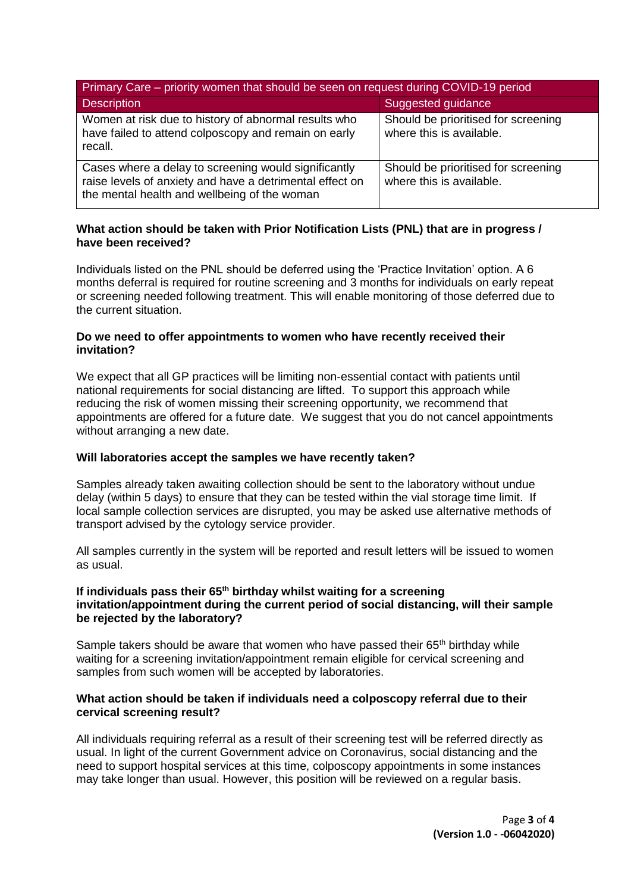| Primary Care – priority women that should be seen on request during COVID-19 period | |
|---|---|
| Description | Suggested guidance |
| Women at risk due to history of abnormal results who have failed to attend colposcopy and remain on early recall. | Should be prioritised for screening where this is available. |
| Cases where a delay to screening would significantly raise levels of anxiety and have a detrimental effect on the mental health and wellbeing of the woman | Should be prioritised for screening where this is available. |

**What action should be taken with Prior Notification Lists (PNL) that are in progress / have been received?**

Individuals listed on the PNL should be deferred using the 'Practice Invitation' option. A 6 months deferral is required for routine screening and 3 months for individuals on early repeat or screening needed following treatment. This will enable monitoring of those deferred due to the current situation.

**Do we need to offer appointments to women who have recently received their invitation?**

We expect that all GP practices will be limiting non-essential contact with patients until national requirements for social distancing are lifted. To support this approach while reducing the risk of women missing their screening opportunity, we recommend that appointments are offered for a future date. We suggest that you do not cancel appointments without arranging a new date.

**Will laboratories accept the samples we have recently taken?**

Samples already taken awaiting collection should be sent to the laboratory without undue delay (within 5 days) to ensure that they can be tested within the vial storage time limit. If local sample collection services are disrupted, you may be asked use alternative methods of transport advised by the cytology service provider.

All samples currently in the system will be reported and result letters will be issued to women as usual.

**If individuals pass their 65th birthday whilst waiting for a screening invitation/appointment during the current period of social distancing, will their sample be rejected by the laboratory?**

Sample takers should be aware that women who have passed their 65th birthday while waiting for a screening invitation/appointment remain eligible for cervical screening and samples from such women will be accepted by laboratories.

**What action should be taken if individuals need a colposcopy referral due to their cervical screening result?**

All individuals requiring referral as a result of their screening test will be referred directly as usual. In light of the current Government advice on Coronavirus, social distancing and the need to support hospital services at this time, colposcopy appointments in some instances may take longer than usual. However, this position will be reviewed on a regular basis.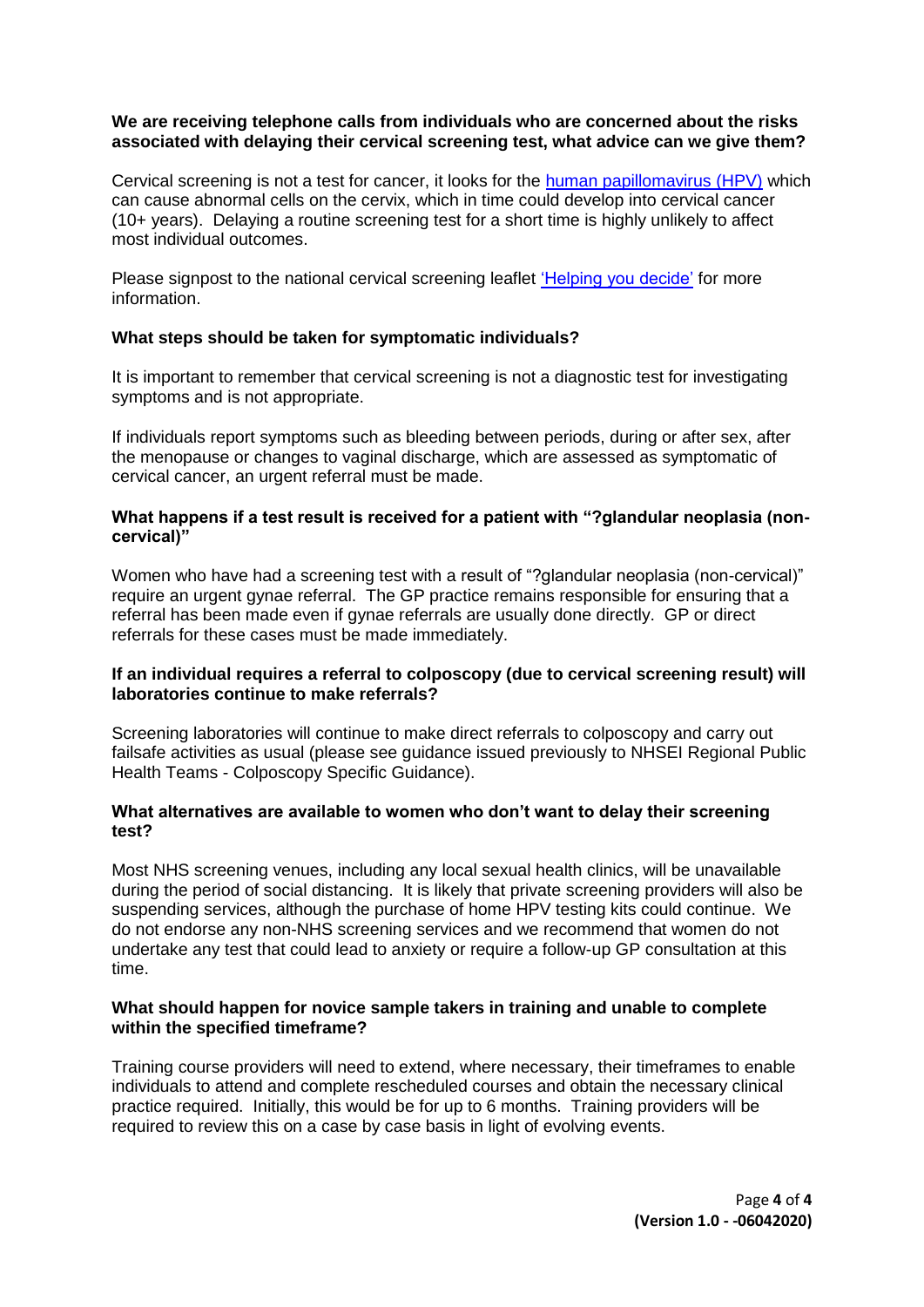**We are receiving telephone calls from individuals who are concerned about the risks associated with delaying their cervical screening test, what advice can we give them?**

Cervical screening is not a test for cancer, it looks for the [human papillomavirus (HPV)]() which can cause abnormal cells on the cervix, which in time could develop into cervical cancer (10+ years). Delaying a routine screening test for a short time is highly unlikely to affect most individual outcomes.

Please signpost to the national cervical screening leaflet ['Helping you decide']() for more information.

**What steps should be taken for symptomatic individuals?**

It is important to remember that cervical screening is not a diagnostic test for investigating symptoms and is not appropriate.

If individuals report symptoms such as bleeding between periods, during or after sex, after the menopause or changes to vaginal discharge, which are assessed as symptomatic of cervical cancer, an urgent referral must be made.

**What happens if a test result is received for a patient with "?glandular neoplasia (non-cervical)"**

Women who have had a screening test with a result of "?glandular neoplasia (non-cervical)" require an urgent gynae referral. The GP practice remains responsible for ensuring that a referral has been made even if gynae referrals are usually done directly. GP or direct referrals for these cases must be made immediately.

**If an individual requires a referral to colposcopy (due to cervical screening result) will laboratories continue to make referrals?**

Screening laboratories will continue to make direct referrals to colposcopy and carry out failsafe activities as usual (please see guidance issued previously to NHSEI Regional Public Health Teams - Colposcopy Specific Guidance).

**What alternatives are available to women who don't want to delay their screening test?**

Most NHS screening venues, including any local sexual health clinics, will be unavailable during the period of social distancing. It is likely that private screening providers will also be suspending services, although the purchase of home HPV testing kits could continue. We do not endorse any non-NHS screening services and we recommend that women do not undertake any test that could lead to anxiety or require a follow-up GP consultation at this time.

**What should happen for novice sample takers in training and unable to complete within the specified timeframe?**

Training course providers will need to extend, where necessary, their timeframes to enable individuals to attend and complete rescheduled courses and obtain the necessary clinical practice required. Initially, this would be for up to 6 months. Training providers will be required to review this on a case by case basis in light of evolving events.